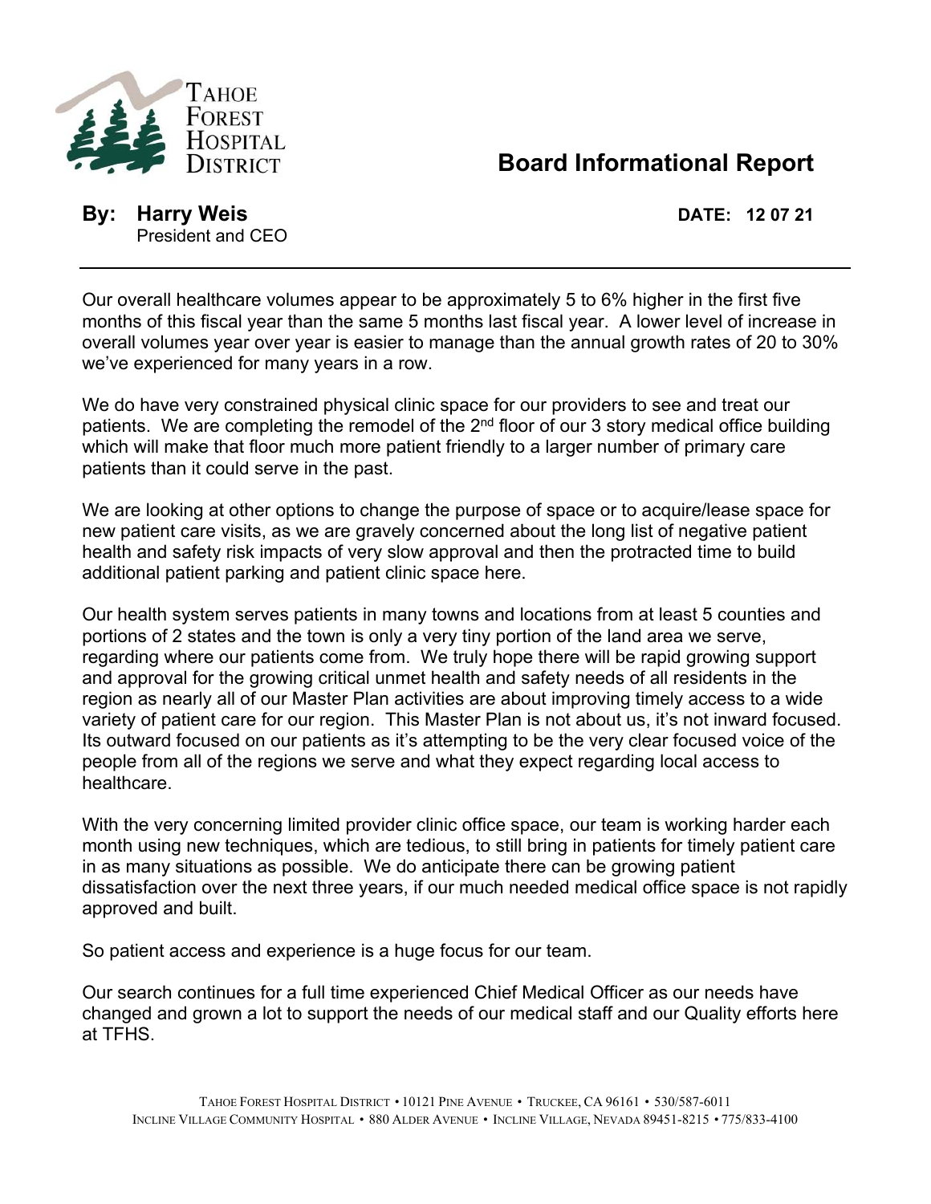TAHOE FOREST HOSPITAL DISTRICT

# Board Informational Report

**By: Harry Weis**
President and CEO

**DATE: 12 07 21**

---

Our overall healthcare volumes appear to be approximately 5 to 6% higher in the first five months of this fiscal year than the same 5 months last fiscal year. A lower level of increase in overall volumes year over year is easier to manage than the annual growth rates of 20 to 30% we've experienced for many years in a row.

We do have very constrained physical clinic space for our providers to see and treat our patients. We are completing the remodel of the 2nd floor of our 3 story medical office building which will make that floor much more patient friendly to a larger number of primary care patients than it could serve in the past.

We are looking at other options to change the purpose of space or to acquire/lease space for new patient care visits, as we are gravely concerned about the long list of negative patient health and safety risk impacts of very slow approval and then the protracted time to build additional patient parking and patient clinic space here.

Our health system serves patients in many towns and locations from at least 5 counties and portions of 2 states and the town is only a very tiny portion of the land area we serve, regarding where our patients come from. We truly hope there will be rapid growing support and approval for the growing critical unmet health and safety needs of all residents in the region as nearly all of our Master Plan activities are about improving timely access to a wide variety of patient care for our region. This Master Plan is not about us, it's not inward focused. Its outward focused on our patients as it's attempting to be the very clear focused voice of the people from all of the regions we serve and what they expect regarding local access to healthcare.

With the very concerning limited provider clinic office space, our team is working harder each month using new techniques, which are tedious, to still bring in patients for timely patient care in as many situations as possible. We do anticipate there can be growing patient dissatisfaction over the next three years, if our much needed medical office space is not rapidly approved and built.

So patient access and experience is a huge focus for our team.

Our search continues for a full time experienced Chief Medical Officer as our needs have changed and grown a lot to support the needs of our medical staff and our Quality efforts here at TFHS.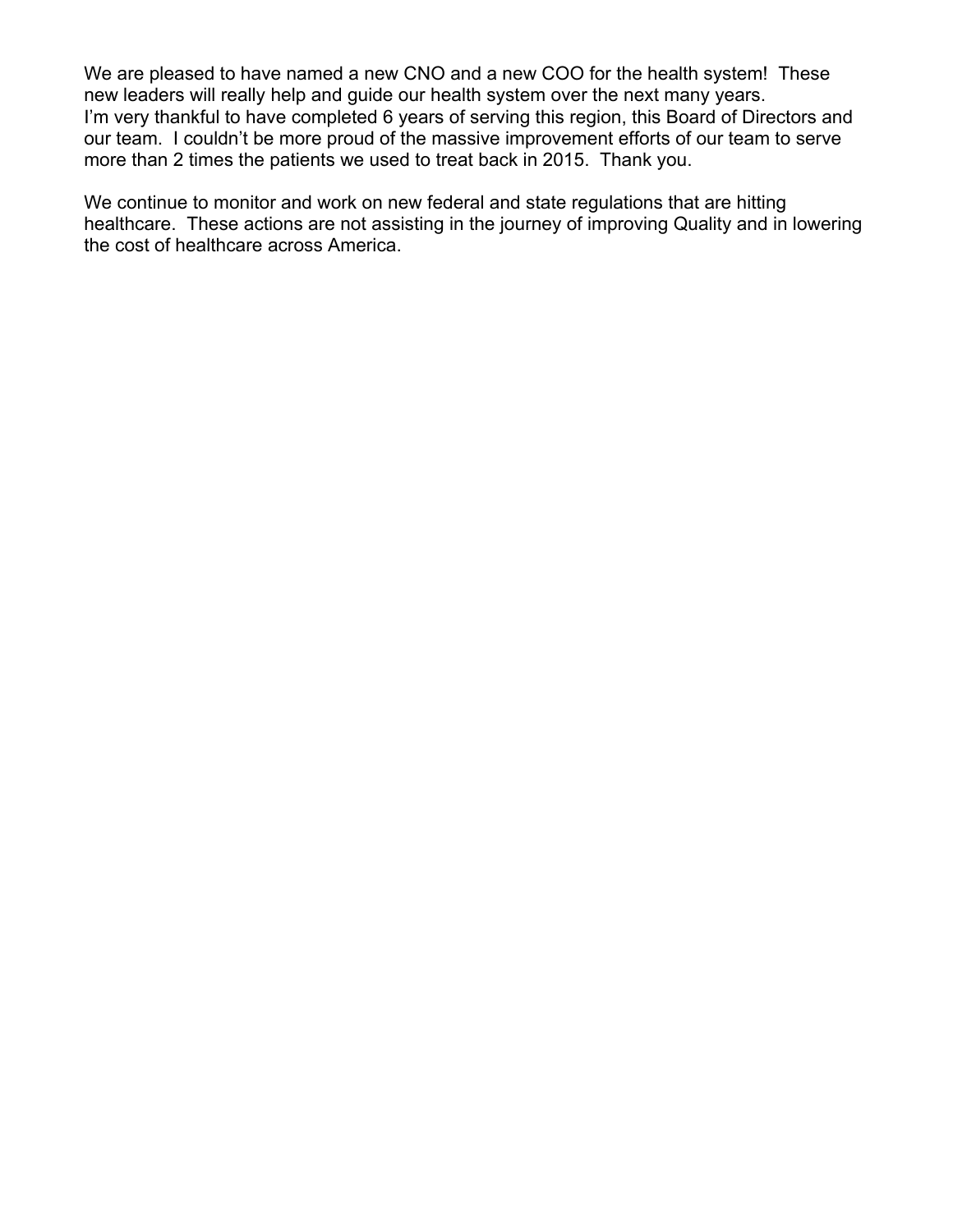We are pleased to have named a new CNO and a new COO for the health system! These new leaders will really help and guide our health system over the next many years. I'm very thankful to have completed 6 years of serving this region, this Board of Directors and our team. I couldn't be more proud of the massive improvement efforts of our team to serve more than 2 times the patients we used to treat back in 2015. Thank you.

We continue to monitor and work on new federal and state regulations that are hitting healthcare. These actions are not assisting in the journey of improving Quality and in lowering the cost of healthcare across America.